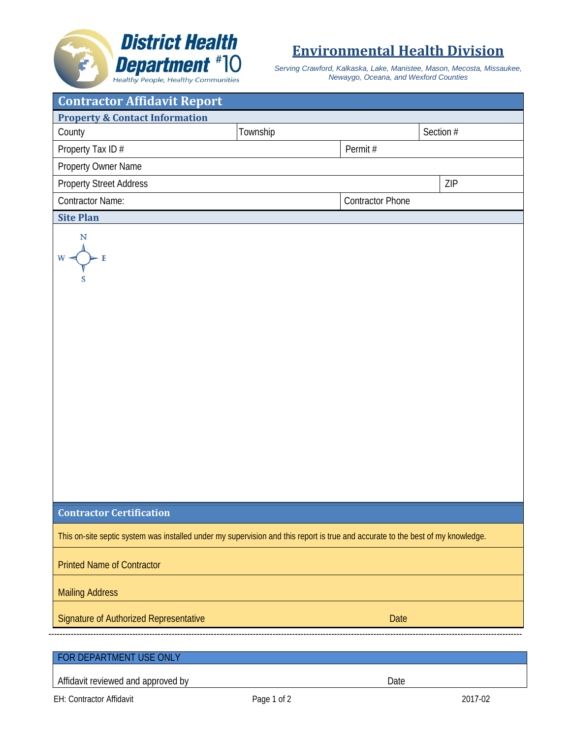**District Health Department #10**
*Healthy People, Healthy Communities*

# Environmental Health Division

*Serving Crawford, Kalkaska, Lake, Manistee, Mason, Mecosta, Missaukee, Newaygo, Oceana, and Wexford Counties*

## Contractor Affidavit Report

### Property & Contact Information

| County | Township | Section # |
|---|---|---|
| Property Tax ID # | Permit # | |
| Property Owner Name | | |
| Property Street Address | ZIP | |
| Contractor Name: | Contractor Phone | |

### Site Plan

N
W E
S

### Contractor Certification

This on-site septic system was installed under my supervision and this report is true and accurate to the best of my knowledge.

Printed Name of Contractor

Mailing Address

Signature of Authorized Representative | Date

---

**FOR DEPARTMENT USE ONLY**

Affidavit reviewed and approved by | Date

EH: Contractor Affidavit | 2017-02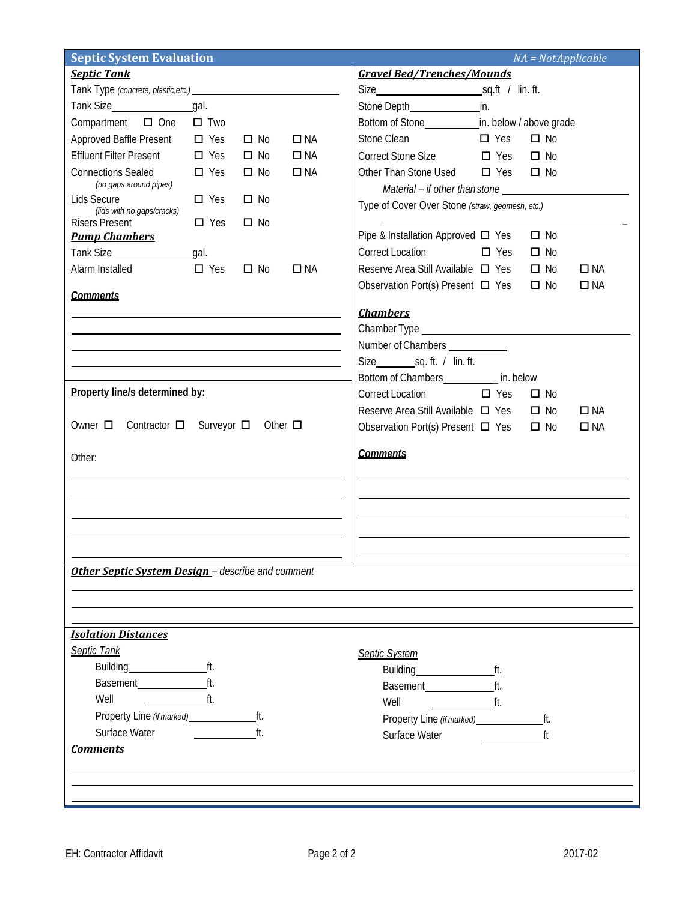## Septic System Evaluation

*NA = Not Applicable*

### ***Septic Tank***

Tank Type *(concrete, plastic, etc.)* ____________________

Tank Size ____________ gal.

Compartment ☐ One ☐ Two

| | | | |
|---|---|---|---|
| Approved Baffle Present | ☐ Yes | ☐ No | ☐ NA |
| Effluent Filter Present | ☐ Yes | ☐ No | ☐ NA |
| Connections Sealed *(no gaps around pipes)* | ☐ Yes | ☐ No | ☐ NA |
| Lids Secure *(lids with no gaps/cracks)* | ☐ Yes | ☐ No | |
| Risers Present | ☐ Yes | ☐ No | |

### ***Pump Chambers***

Tank Size ____________ gal.

Alarm Installed ☐ Yes ☐ No ☐ NA

***Comments***

____________________

____________________

____________________

____________________

**Property line/s determined by:**

Owner ☐ Contractor ☐ Surveyor ☐ Other ☐

Other:

____________________

____________________

____________________

____________________

____________________

### ***Gravel Bed/Trenches/Mounds***

Size ____________ sq.ft / lin. ft.

Stone Depth ____________ in.

Bottom of Stone ____________ in. below / above grade

| | | |
|---|---|---|
| Stone Clean | ☐ Yes | ☐ No |
| Correct Stone Size | ☐ Yes | ☐ No |
| Other Than Stone Used | ☐ Yes | ☐ No |

*Material – if other than stone* ____________________

Type of Cover Over Stone *(straw, geomesh, etc.)*

____________________

| | | | |
|---|---|---|---|
| Pipe & Installation Approved | ☐ Yes | ☐ No | |
| Correct Location | ☐ Yes | ☐ No | |
| Reserve Area Still Available | ☐ Yes | ☐ No | ☐ NA |
| Observation Port(s) Present | ☐ Yes | ☐ No | ☐ NA |

### ***Chambers***

Chamber Type ____________________

Number of Chambers ____________

Size ________ sq. ft. / lin. ft.

Bottom of Chambers ________ in. below

| | | | |
|---|---|---|---|
| Correct Location | ☐ Yes | ☐ No | |
| Reserve Area Still Available | ☐ Yes | ☐ No | ☐ NA |
| Observation Port(s) Present | ☐ Yes | ☐ No | ☐ NA |

***Comments***

____________________

____________________

____________________

____________________

____________________

### ***Other Septic System Design*** – *describe and comment*

____________________

____________________

____________________

### ***Isolation Distances***

*Septic Tank*

Building ____________ ft.

Basement ____________ ft.

Well ____________ ft.

Property Line *(if marked)* ____________ ft.

Surface Water ____________ ft.

*Septic System*

Building ____________ ft.

Basement ____________ ft.

Well ____________ ft.

Property Line *(if marked)* ____________ ft.

Surface Water ____________ ft

***Comments***

____________________

____________________

____________________

EH: Contractor Affidavit 2017-02